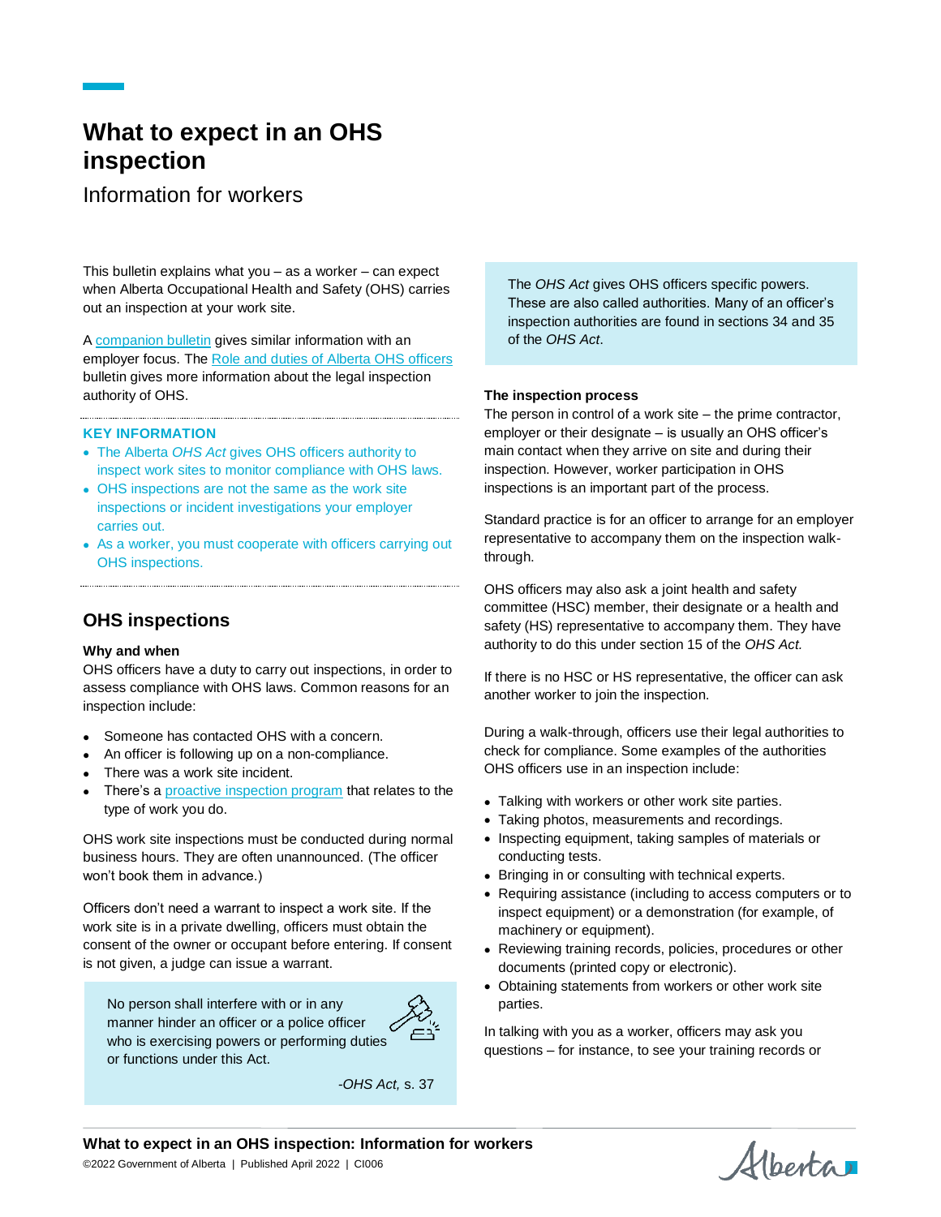# What to expect in an OHS inspection

## Information for workers

This bulletin explains what you – as a worker – can expect when Alberta Occupational Health and Safety (OHS) carries out an inspection at your work site.

A companion bulletin gives similar information with an employer focus. The Role and duties of Alberta OHS officers bulletin gives more information about the legal inspection authority of OHS.

**KEY INFORMATION**

- The Alberta *OHS Act* gives OHS officers authority to inspect work sites to monitor compliance with OHS laws.
- OHS inspections are not the same as the work site inspections or incident investigations your employer carries out.
- As a worker, you must cooperate with officers carrying out OHS inspections.

## OHS inspections

### Why and when

OHS officers have a duty to carry out inspections, in order to assess compliance with OHS laws. Common reasons for an inspection include:

- Someone has contacted OHS with a concern.
- An officer is following up on a non-compliance.
- There was a work site incident.
- There's a proactive inspection program that relates to the type of work you do.

OHS work site inspections must be conducted during normal business hours. They are often unannounced. (The officer won't book them in advance.)

Officers don't need a warrant to inspect a work site. If the work site is in a private dwelling, officers must obtain the consent of the owner or occupant before entering. If consent is not given, a judge can issue a warrant.

> No person shall interfere with or in any manner hinder an officer or a police officer who is exercising powers or performing duties or functions under this Act.
>
> -*OHS Act*, s. 37

The *OHS Act* gives OHS officers specific powers. These are also called authorities. Many of an officer's inspection authorities are found in sections 34 and 35 of the *OHS Act*.

### The inspection process

The person in control of a work site – the prime contractor, employer or their designate – is usually an OHS officer's main contact when they arrive on site and during their inspection. However, worker participation in OHS inspections is an important part of the process.

Standard practice is for an officer to arrange for an employer representative to accompany them on the inspection walk-through.

OHS officers may also ask a joint health and safety committee (HSC) member, their designate or a health and safety (HS) representative to accompany them. They have authority to do this under section 15 of the *OHS Act.*

If there is no HSC or HS representative, the officer can ask another worker to join the inspection.

During a walk-through, officers use their legal authorities to check for compliance. Some examples of the authorities OHS officers use in an inspection include:

- Talking with workers or other work site parties.
- Taking photos, measurements and recordings.
- Inspecting equipment, taking samples of materials or conducting tests.
- Bringing in or consulting with technical experts.
- Requiring assistance (including to access computers or to inspect equipment) or a demonstration (for example, of machinery or equipment).
- Reviewing training records, policies, procedures or other documents (printed copy or electronic).
- Obtaining statements from workers or other work site parties.

In talking with you as a worker, officers may ask you questions – for instance, to see your training records or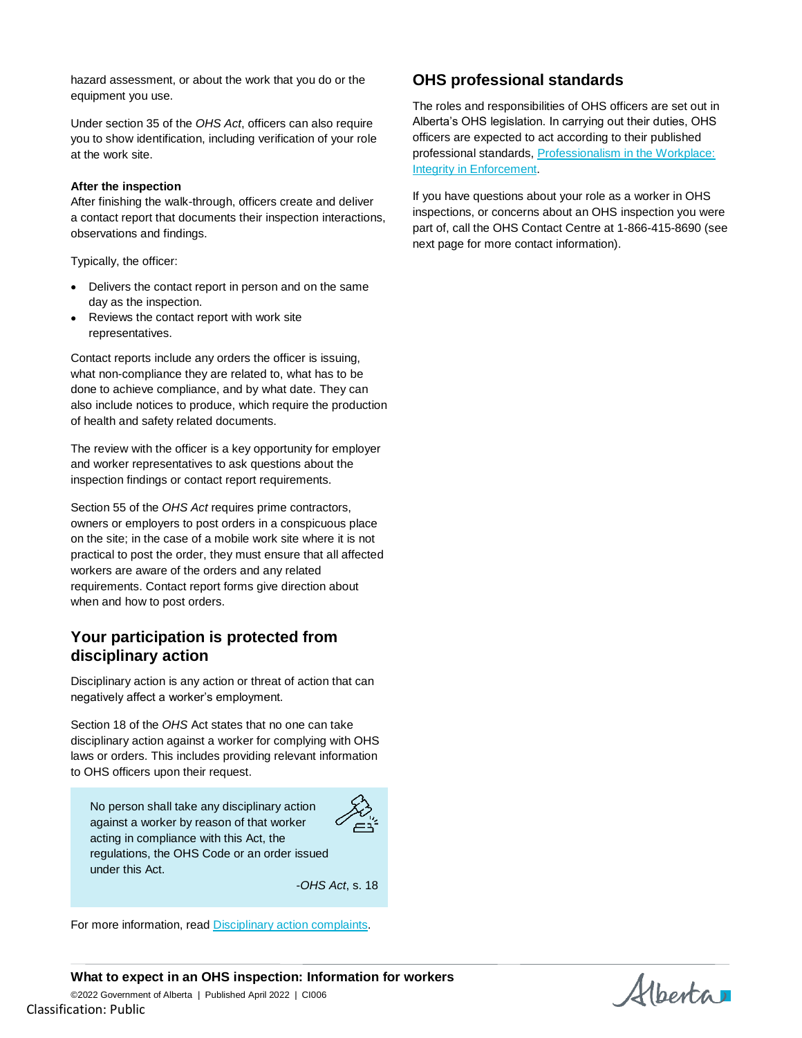hazard assessment, or about the work that you do or the equipment you use.

Under section 35 of the *OHS Act*, officers can also require you to show identification, including verification of your role at the work site.

**After the inspection**
After finishing the walk-through, officers create and deliver a contact report that documents their inspection interactions, observations and findings.

Typically, the officer:

- Delivers the contact report in person and on the same day as the inspection.
- Reviews the contact report with work site representatives.

Contact reports include any orders the officer is issuing, what non-compliance they are related to, what has to be done to achieve compliance, and by what date. They can also include notices to produce, which require the production of health and safety related documents.

The review with the officer is a key opportunity for employer and worker representatives to ask questions about the inspection findings or contact report requirements.

Section 55 of the *OHS Act* requires prime contractors, owners or employers to post orders in a conspicuous place on the site; in the case of a mobile work site where it is not practical to post the order, they must ensure that all affected workers are aware of the orders and any related requirements. Contact report forms give direction about when and how to post orders.

## Your participation is protected from disciplinary action

Disciplinary action is any action or threat of action that can negatively affect a worker's employment.

Section 18 of the *OHS* Act states that no one can take disciplinary action against a worker for complying with OHS laws or orders. This includes providing relevant information to OHS officers upon their request.

> No person shall take any disciplinary action against a worker by reason of that worker acting in compliance with this Act, the regulations, the OHS Code or an order issued under this Act.
>
> -*OHS Act*, s. 18

For more information, read [Disciplinary action complaints](#).

## OHS professional standards

The roles and responsibilities of OHS officers are set out in Alberta's OHS legislation. In carrying out their duties, OHS officers are expected to act according to their published professional standards, [Professionalism in the Workplace: Integrity in Enforcement](#).

If you have questions about your role as a worker in OHS inspections, or concerns about an OHS inspection you were part of, call the OHS Contact Centre at 1-866-415-8690 (see next page for more contact information).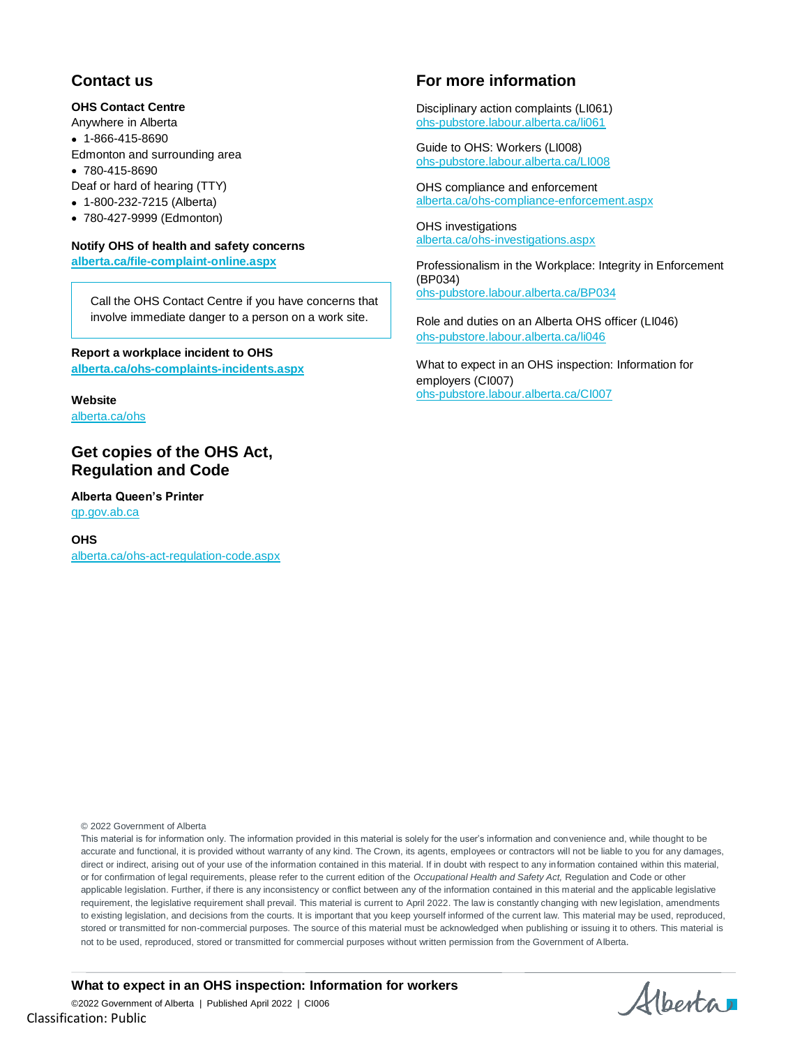## Contact us

**OHS Contact Centre**

Anywhere in Alberta

- 1-866-415-8690

Edmonton and surrounding area

- 780-415-8690

Deaf or hard of hearing (TTY)

- 1-800-232-7215 (Alberta)
- 780-427-9999 (Edmonton)

**Notify OHS of health and safety concerns**

**alberta.ca/file-complaint-online.aspx**

> Call the OHS Contact Centre if you have concerns that involve immediate danger to a person on a work site.

**Report a workplace incident to OHS**

**alberta.ca/ohs-complaints-incidents.aspx**

**Website**

alberta.ca/ohs

## Get copies of the OHS Act, Regulation and Code

**Alberta Queen's Printer**

qp.gov.ab.ca

**OHS**

alberta.ca/ohs-act-regulation-code.aspx

## For more information

Disciplinary action complaints (LI061)
ohs-pubstore.labour.alberta.ca/li061

Guide to OHS: Workers (LI008)
ohs-pubstore.labour.alberta.ca/LI008

OHS compliance and enforcement
alberta.ca/ohs-compliance-enforcement.aspx

OHS investigations
alberta.ca/ohs-investigations.aspx

Professionalism in the Workplace: Integrity in Enforcement (BP034)
ohs-pubstore.labour.alberta.ca/BP034

Role and duties on an Alberta OHS officer (LI046)
ohs-pubstore.labour.alberta.ca/li046

What to expect in an OHS inspection: Information for employers (CI007)
ohs-pubstore.labour.alberta.ca/CI007

© 2022 Government of Alberta

This material is for information only. The information provided in this material is solely for the user's information and convenience and, while thought to be accurate and functional, it is provided without warranty of any kind. The Crown, its agents, employees or contractors will not be liable to you for any damages, direct or indirect, arising out of your use of the information contained in this material. If in doubt with respect to any information contained within this material, or for confirmation of legal requirements, please refer to the current edition of the *Occupational Health and Safety Act,* Regulation and Code or other applicable legislation. Further, if there is any inconsistency or conflict between any of the information contained in this material and the applicable legislative requirement, the legislative requirement shall prevail. This material is current to April 2022. The law is constantly changing with new legislation, amendments to existing legislation, and decisions from the courts. It is important that you keep yourself informed of the current law. This material may be used, reproduced, stored or transmitted for non-commercial purposes. The source of this material must be acknowledged when publishing or issuing it to others. This material is not to be used, reproduced, stored or transmitted for commercial purposes without written permission from the Government of Alberta.

**What to expect in an OHS inspection: Information for workers**

©2022 Government of Alberta | Published April 2022 | CI006

Classification: Public